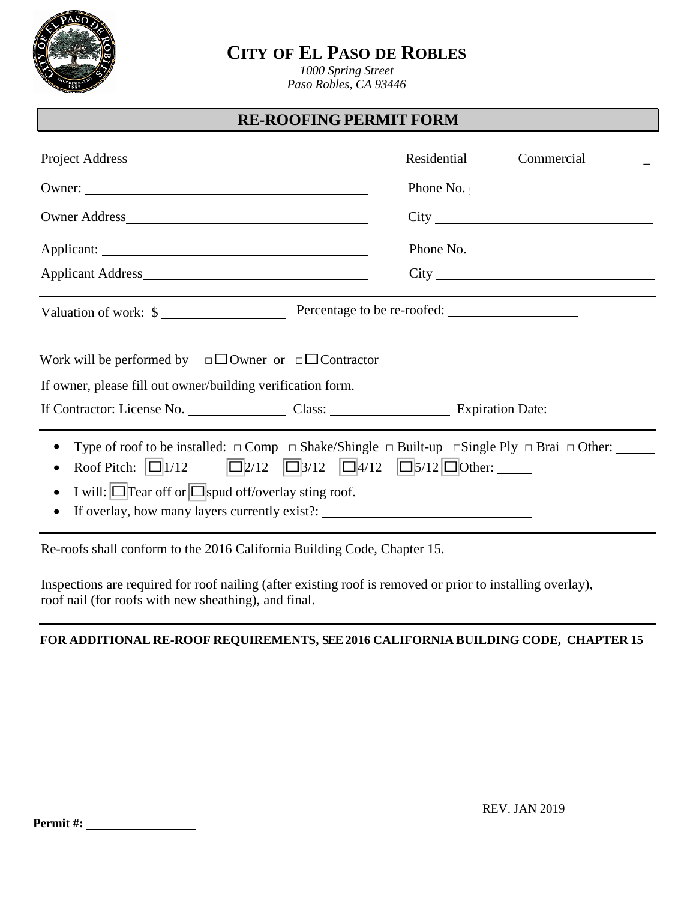# CITY OF EL PASO DE ROBLES

*1000 Spring Street*
*Paso Robles, CA 93446*

## RE-ROOFING PERMIT FORM

Project Address ______________________________ Residential _______ Commercial _________

Owner: ______________________________ Phone No.

Owner Address ______________________________ City ______________________________

Applicant: ______________________________ Phone No.

Applicant Address ______________________________ City ______________________________

---

Valuation of work: $ ________________ Percentage to be re-roofed: ________________

Work will be performed by ☐ Owner or ☐ Contractor

If owner, please fill out owner/building verification form.

If Contractor: License No. ____________ Class: ______________ Expiration Date:

---

- Type of roof to be installed: ☐ Comp ☐ Shake/Shingle ☐ Built-up ☐ Single Ply ☐ Brai ☐ Other: _____
- Roof Pitch: ☐ 1/12 ☐ 2/12 ☐ 3/12 ☐ 4/12 ☐ 5/12 ☐ Other: _____
- I will: ☐ Tear off or ☐ spud off/overlay sting roof.
- If overlay, how many layers currently exist?: ______________________________

---

Re-roofs shall conform to the 2016 California Building Code, Chapter 15.

Inspections are required for roof nailing (after existing roof is removed or prior to installing overlay), roof nail (for roofs with new sheathing), and final.

---

**FOR ADDITIONAL RE-ROOF REQUIREMENTS, SEE 2016 CALIFORNIA BUILDING CODE, CHAPTER 15**

REV. JAN 2019

**Permit #:** ________________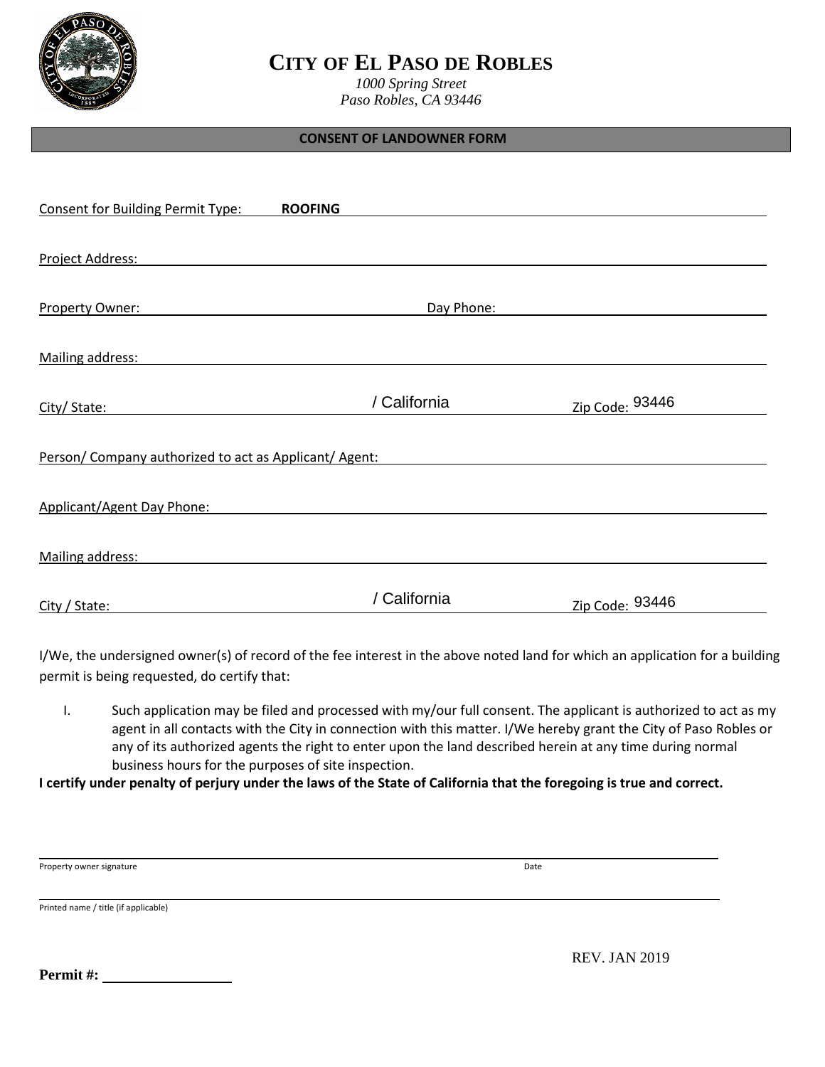# CITY OF EL PASO DE ROBLES

*1000 Spring Street*
*Paso Robles, CA 93446*

**CONSENT OF LANDOWNER FORM**

Consent for Building Permit Type: **ROOFING**

Project Address: \_\_\_\_\_\_\_\_\_\_\_\_\_\_\_\_\_\_\_\_\_\_\_\_\_\_\_\_\_\_\_\_\_\_\_\_\_\_

Property Owner: \_\_\_\_\_\_\_\_\_\_\_\_\_\_\_\_\_\_\_\_ Day Phone: \_\_\_\_\_\_\_\_\_\_\_\_\_\_\_\_\_\_\_\_

Mailing address: \_\_\_\_\_\_\_\_\_\_\_\_\_\_\_\_\_\_\_\_\_\_\_\_\_\_\_\_\_\_\_\_\_\_\_\_\_\_

City/ State: \_\_\_\_\_\_\_\_\_\_\_\_\_\_\_\_\_\_\_\_ / California Zip Code: 93446

Person/ Company authorized to act as Applicant/ Agent: \_\_\_\_\_\_\_\_\_\_\_\_\_\_\_\_\_\_\_\_

Applicant/Agent Day Phone: \_\_\_\_\_\_\_\_\_\_\_\_\_\_\_\_\_\_\_\_\_\_\_\_\_\_\_\_\_\_\_\_\_\_\_\_\_\_

Mailing address: \_\_\_\_\_\_\_\_\_\_\_\_\_\_\_\_\_\_\_\_\_\_\_\_\_\_\_\_\_\_\_\_\_\_\_\_\_\_

City / State: \_\_\_\_\_\_\_\_\_\_\_\_\_\_\_\_\_\_\_\_ / California Zip Code: 93446

I/We, the undersigned owner(s) of record of the fee interest in the above noted land for which an application for a building permit is being requested, do certify that:

I. Such application may be filed and processed with my/our full consent. The applicant is authorized to act as my agent in all contacts with the City in connection with this matter. I/We hereby grant the City of Paso Robles or any of its authorized agents the right to enter upon the land described herein at any time during normal business hours for the purposes of site inspection.

**I certify under penalty of perjury under the laws of the State of California that the foregoing is true and correct.**

\_\_\_\_\_\_\_\_\_\_\_\_\_\_\_\_\_\_\_\_\_\_\_\_\_\_\_\_\_\_\_\_\_\_\_\_\_\_
Property owner signature Date

\_\_\_\_\_\_\_\_\_\_\_\_\_\_\_\_\_\_\_\_\_\_\_\_\_\_\_\_\_\_\_\_\_\_\_\_\_\_
Printed name / title (if applicable)

REV. JAN 2019

**Permit #:** \_\_\_\_\_\_\_\_\_\_\_\_\_\_\_\_